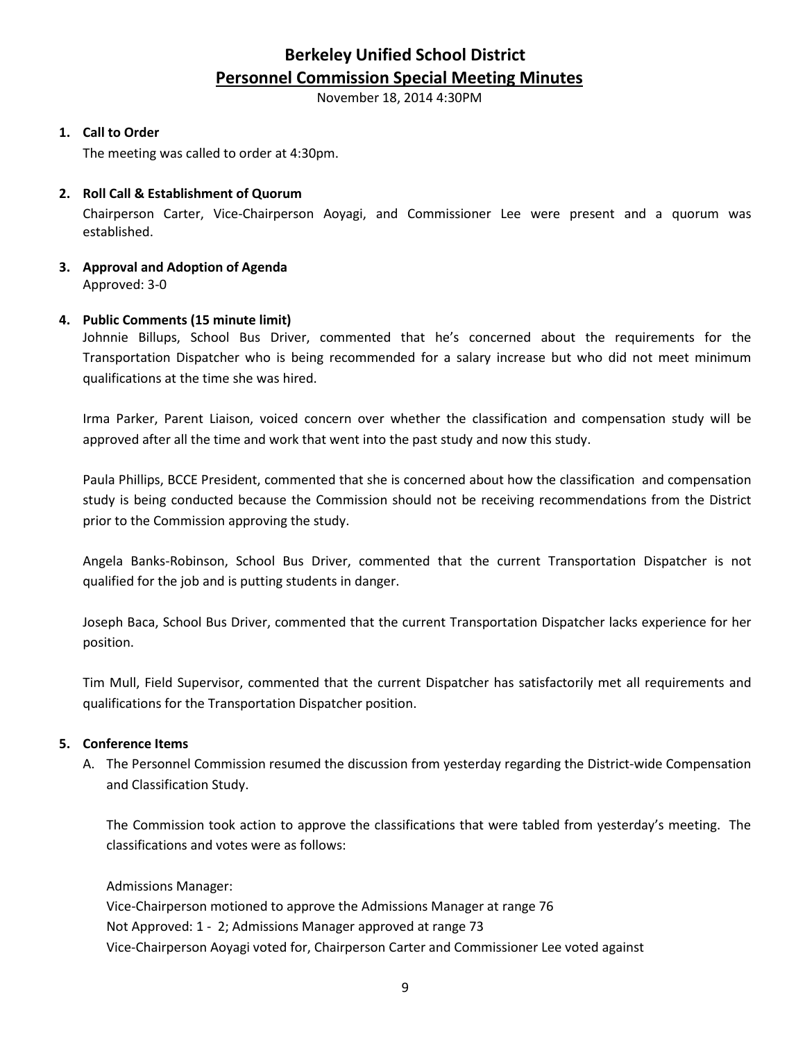# Berkeley Unified School District

## Personnel Commission Special Meeting Minutes

November 18, 2014 4:30PM

1. **Call to Order**

   The meeting was called to order at 4:30pm.

2. **Roll Call & Establishment of Quorum**

   Chairperson Carter, Vice-Chairperson Aoyagi, and Commissioner Lee were present and a quorum was established.

3. **Approval and Adoption of Agenda**

   Approved: 3-0

4. **Public Comments (15 minute limit)**

   Johnnie Billups, School Bus Driver, commented that he's concerned about the requirements for the Transportation Dispatcher who is being recommended for a salary increase but who did not meet minimum qualifications at the time she was hired.

   Irma Parker, Parent Liaison, voiced concern over whether the classification and compensation study will be approved after all the time and work that went into the past study and now this study.

   Paula Phillips, BCCE President, commented that she is concerned about how the classification and compensation study is being conducted because the Commission should not be receiving recommendations from the District prior to the Commission approving the study.

   Angela Banks-Robinson, School Bus Driver, commented that the current Transportation Dispatcher is not qualified for the job and is putting students in danger.

   Joseph Baca, School Bus Driver, commented that the current Transportation Dispatcher lacks experience for her position.

   Tim Mull, Field Supervisor, commented that the current Dispatcher has satisfactorily met all requirements and qualifications for the Transportation Dispatcher position.

5. **Conference Items**

   A. The Personnel Commission resumed the discussion from yesterday regarding the District-wide Compensation and Classification Study.

      The Commission took action to approve the classifications that were tabled from yesterday's meeting. The classifications and votes were as follows:

      Admissions Manager:
      Vice-Chairperson motioned to approve the Admissions Manager at range 76
      Not Approved: 1 - 2; Admissions Manager approved at range 73
      Vice-Chairperson Aoyagi voted for, Chairperson Carter and Commissioner Lee voted against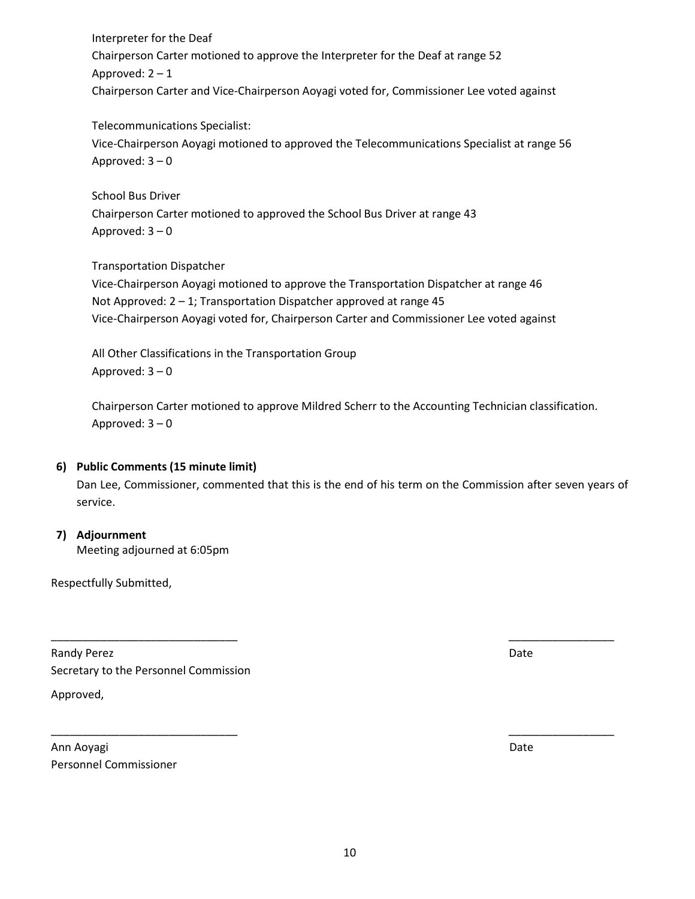Interpreter for the Deaf
Chairperson Carter motioned to approve the Interpreter for the Deaf at range 52
Approved: 2 – 1
Chairperson Carter and Vice-Chairperson Aoyagi voted for, Commissioner Lee voted against

Telecommunications Specialist:
Vice-Chairperson Aoyagi motioned to approved the Telecommunications Specialist at range 56
Approved: 3 – 0

School Bus Driver
Chairperson Carter motioned to approved the School Bus Driver at range 43
Approved: 3 – 0

Transportation Dispatcher
Vice-Chairperson Aoyagi motioned to approve the Transportation Dispatcher at range 46
Not Approved: 2 – 1; Transportation Dispatcher approved at range 45
Vice-Chairperson Aoyagi voted for, Chairperson Carter and Commissioner Lee voted against

All Other Classifications in the Transportation Group
Approved: 3 – 0

Chairperson Carter motioned to approve Mildred Scherr to the Accounting Technician classification.
Approved: 3 – 0

**6) Public Comments (15 minute limit)**

Dan Lee, Commissioner, commented that this is the end of his term on the Commission after seven years of service.

**7) Adjournment**

Meeting adjourned at 6:05pm

Respectfully Submitted,

______________________________ _________________

Randy Perez Date
Secretary to the Personnel Commission

Approved,

______________________________ _________________

Ann Aoyagi Date
Personnel Commissioner